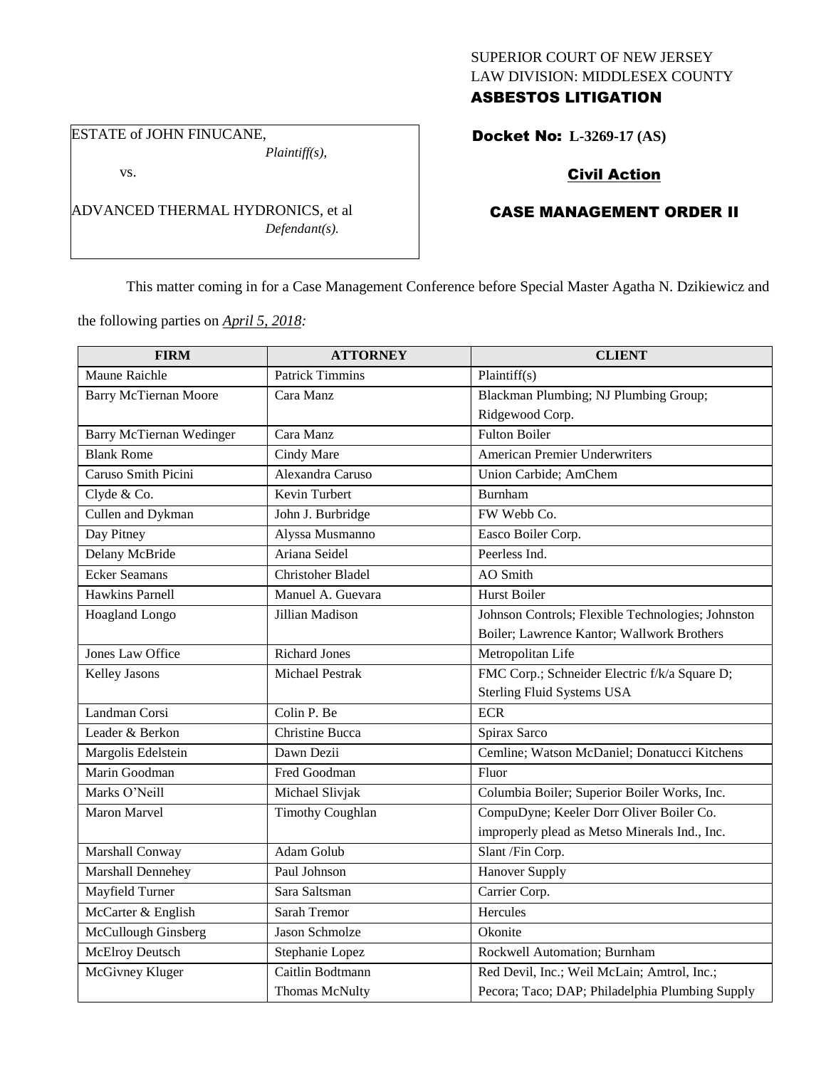SUPERIOR COURT OF NEW JERSEY
LAW DIVISION: MIDDLESEX COUNTY
**ASBESTOS LITIGATION**

ESTATE of JOHN FINUCANE,
*Plaintiff(s),*

vs.

ADVANCED THERMAL HYDRONICS, et al
*Defendant(s).*

**Docket No: L-3269-17 (AS)**

**Civil Action**

**CASE MANAGEMENT ORDER II**

This matter coming in for a Case Management Conference before Special Master Agatha N. Dzikiewicz and the following parties on *April 5, 2018:*

| FIRM | ATTORNEY | CLIENT |
|---|---|---|
| Maune Raichle | Patrick Timmins | Plaintiff(s) |
| Barry McTiernan Moore | Cara Manz | Blackman Plumbing; NJ Plumbing Group; Ridgewood Corp. |
| Barry McTiernan Wedinger | Cara Manz | Fulton Boiler |
| Blank Rome | Cindy Mare | American Premier Underwriters |
| Caruso Smith Picini | Alexandra Caruso | Union Carbide; AmChem |
| Clyde & Co. | Kevin Turbert | Burnham |
| Cullen and Dykman | John J. Burbridge | FW Webb Co. |
| Day Pitney | Alyssa Musmanno | Easco Boiler Corp. |
| Delany McBride | Ariana Seidel | Peerless Ind. |
| Ecker Seamans | Christoher Bladel | AO Smith |
| Hawkins Parnell | Manuel A. Guevara | Hurst Boiler |
| Hoagland Longo | Jillian Madison | Johnson Controls; Flexible Technologies; Johnston Boiler; Lawrence Kantor; Wallwork Brothers |
| Jones Law Office | Richard Jones | Metropolitan Life |
| Kelley Jasons | Michael Pestrak | FMC Corp.; Schneider Electric f/k/a Square D; Sterling Fluid Systems USA |
| Landman Corsi | Colin P. Be | ECR |
| Leader & Berkon | Christine Bucca | Spirax Sarco |
| Margolis Edelstein | Dawn Dezii | Cemline; Watson McDaniel; Donatucci Kitchens |
| Marin Goodman | Fred Goodman | Fluor |
| Marks O'Neill | Michael Slivjak | Columbia Boiler; Superior Boiler Works, Inc. |
| Maron Marvel | Timothy Coughlan | CompuDyne; Keeler Dorr Oliver Boiler Co. improperly plead as Metso Minerals Ind., Inc. |
| Marshall Conway | Adam Golub | Slant /Fin Corp. |
| Marshall Dennehey | Paul Johnson | Hanover Supply |
| Mayfield Turner | Sara Saltsman | Carrier Corp. |
| McCarter & English | Sarah Tremor | Hercules |
| McCullough Ginsberg | Jason Schmolze | Okonite |
| McElroy Deutsch | Stephanie Lopez | Rockwell Automation; Burnham |
| McGivney Kluger | Caitlin Bodtmann<br>Thomas McNulty | Red Devil, Inc.; Weil McLain; Amtrol, Inc.; Pecora; Taco; DAP; Philadelphia Plumbing Supply |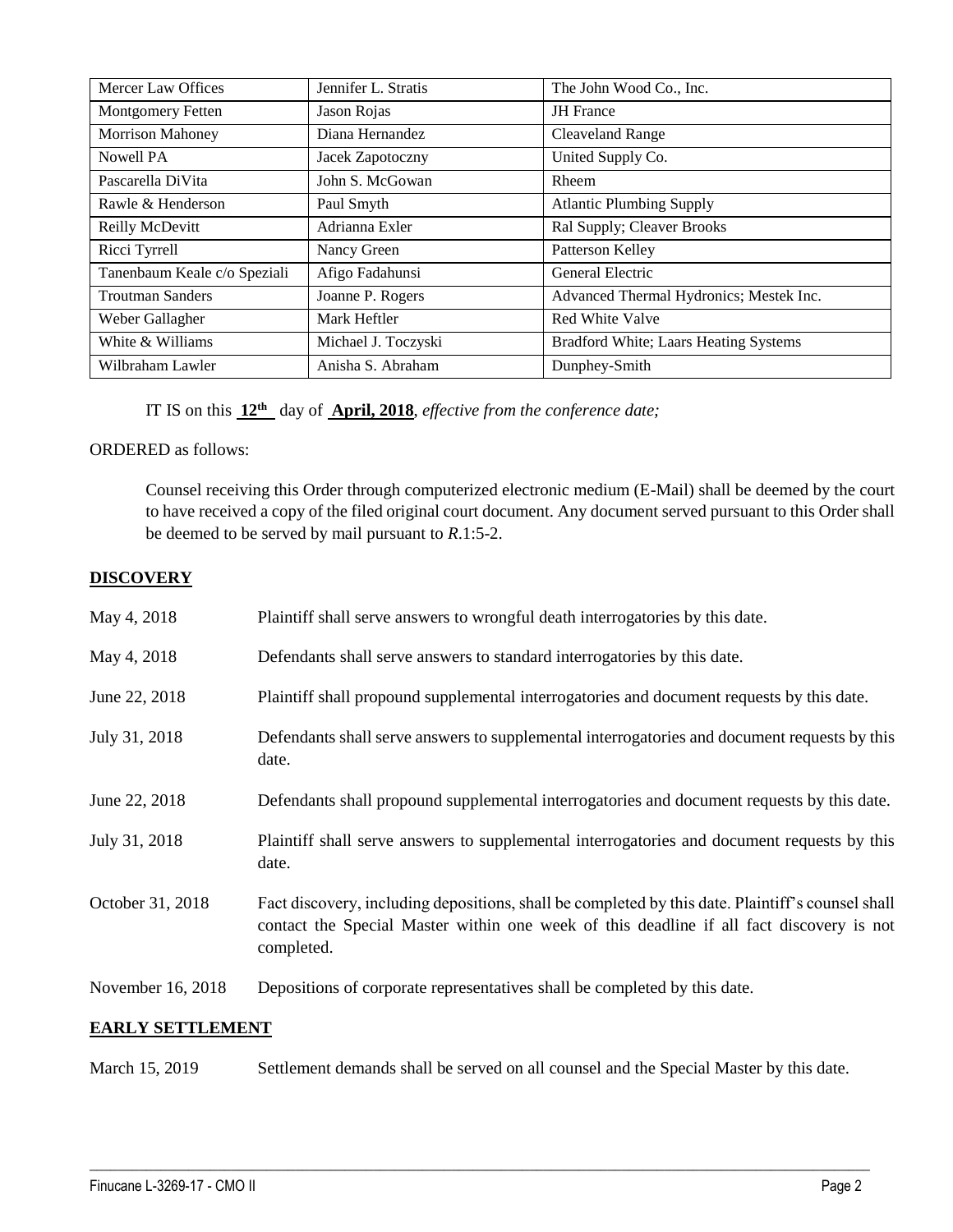| Mercer Law Offices | Jennifer L. Stratis | The John Wood Co., Inc. |
|---|---|---|
| Montgomery Fetten | Jason Rojas | JH France |
| Morrison Mahoney | Diana Hernandez | Cleaveland Range |
| Nowell PA | Jacek Zapotoczny | United Supply Co. |
| Pascarella DiVita | John S. McGowan | Rheem |
| Rawle & Henderson | Paul Smyth | Atlantic Plumbing Supply |
| Reilly McDevitt | Adrianna Exler | Ral Supply; Cleaver Brooks |
| Ricci Tyrrell | Nancy Green | Patterson Kelley |
| Tanenbaum Keale c/o Speziali | Afigo Fadahunsi | General Electric |
| Troutman Sanders | Joanne P. Rogers | Advanced Thermal Hydronics; Mestek Inc. |
| Weber Gallagher | Mark Heftler | Red White Valve |
| White & Williams | Michael J. Toczyski | Bradford White; Laars Heating Systems |
| Wilbraham Lawler | Anisha S. Abraham | Dunphey-Smith |

IT IS on this **12th** day of **April, 2018**, *effective from the conference date;*

ORDERED as follows:

Counsel receiving this Order through computerized electronic medium (E-Mail) shall be deemed by the court to have received a copy of the filed original court document. Any document served pursuant to this Order shall be deemed to be served by mail pursuant to *R*.1:5-2.

## DISCOVERY

| | |
|---|---|
| May 4, 2018 | Plaintiff shall serve answers to wrongful death interrogatories by this date. |
| May 4, 2018 | Defendants shall serve answers to standard interrogatories by this date. |
| June 22, 2018 | Plaintiff shall propound supplemental interrogatories and document requests by this date. |
| July 31, 2018 | Defendants shall serve answers to supplemental interrogatories and document requests by this date. |
| June 22, 2018 | Defendants shall propound supplemental interrogatories and document requests by this date. |
| July 31, 2018 | Plaintiff shall serve answers to supplemental interrogatories and document requests by this date. |
| October 31, 2018 | Fact discovery, including depositions, shall be completed by this date. Plaintiff's counsel shall contact the Special Master within one week of this deadline if all fact discovery is not completed. |
| November 16, 2018 | Depositions of corporate representatives shall be completed by this date. |

## EARLY SETTLEMENT

| | |
|---|---|
| March 15, 2019 | Settlement demands shall be served on all counsel and the Special Master by this date. |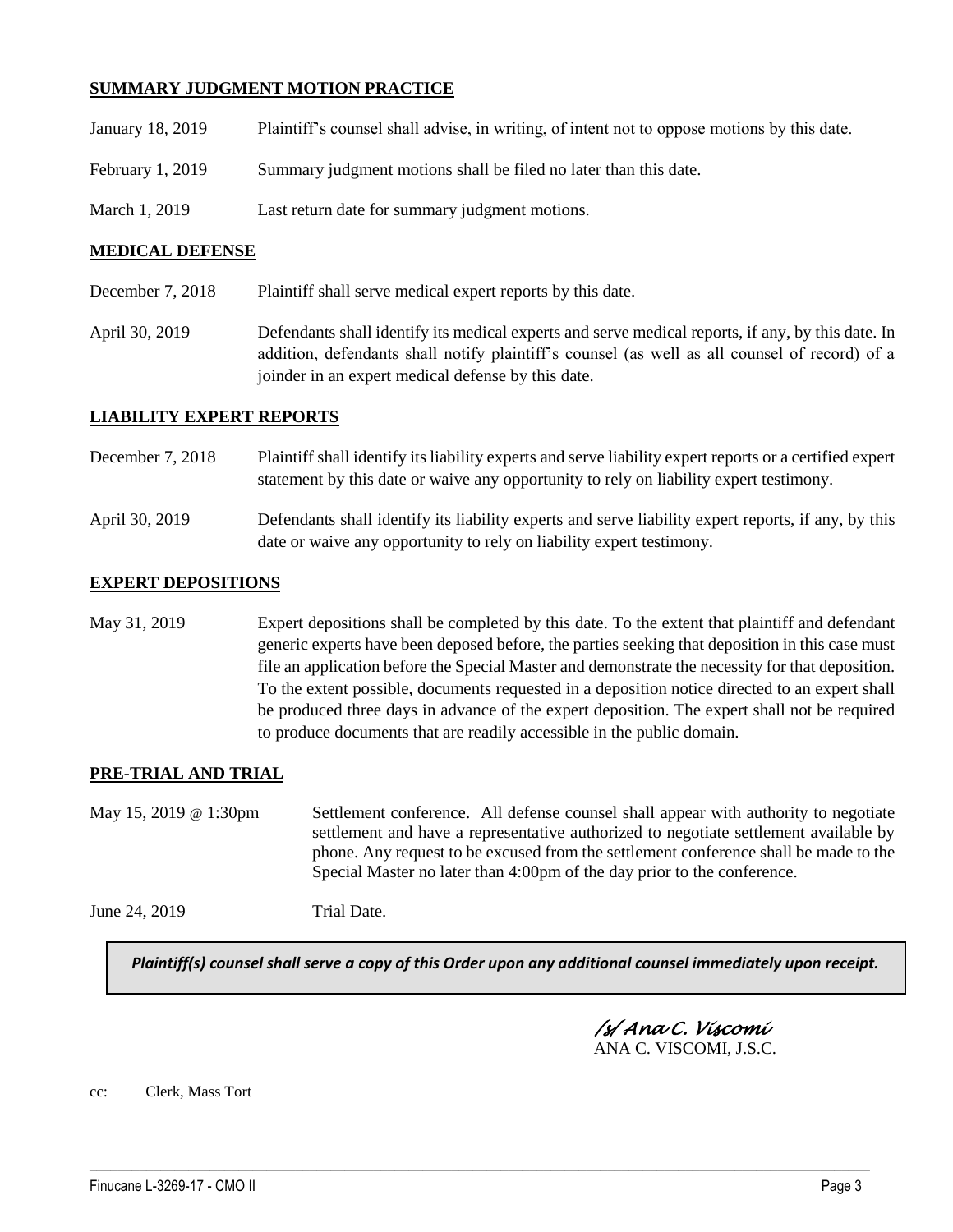**SUMMARY JUDGMENT MOTION PRACTICE**

| | |
|---|---|
| January 18, 2019 | Plaintiff's counsel shall advise, in writing, of intent not to oppose motions by this date. |
| February 1, 2019 | Summary judgment motions shall be filed no later than this date. |
| March 1, 2019 | Last return date for summary judgment motions. |

**MEDICAL DEFENSE**

| | |
|---|---|
| December 7, 2018 | Plaintiff shall serve medical expert reports by this date. |
| April 30, 2019 | Defendants shall identify its medical experts and serve medical reports, if any, by this date. In addition, defendants shall notify plaintiff's counsel (as well as all counsel of record) of a joinder in an expert medical defense by this date. |

**LIABILITY EXPERT REPORTS**

| | |
|---|---|
| December 7, 2018 | Plaintiff shall identify its liability experts and serve liability expert reports or a certified expert statement by this date or waive any opportunity to rely on liability expert testimony. |
| April 30, 2019 | Defendants shall identify its liability experts and serve liability expert reports, if any, by this date or waive any opportunity to rely on liability expert testimony. |

**EXPERT DEPOSITIONS**

| | |
|---|---|
| May 31, 2019 | Expert depositions shall be completed by this date. To the extent that plaintiff and defendant generic experts have been deposed before, the parties seeking that deposition in this case must file an application before the Special Master and demonstrate the necessity for that deposition. To the extent possible, documents requested in a deposition notice directed to an expert shall be produced three days in advance of the expert deposition. The expert shall not be required to produce documents that are readily accessible in the public domain. |

**PRE-TRIAL AND TRIAL**

| | |
|---|---|
| May 15, 2019 @ 1:30pm | Settlement conference. All defense counsel shall appear with authority to negotiate settlement and have a representative authorized to negotiate settlement available by phone. Any request to be excused from the settlement conference shall be made to the Special Master no later than 4:00pm of the day prior to the conference. |
| June 24, 2019 | Trial Date. |

***Plaintiff(s) counsel shall serve a copy of this Order upon any additional counsel immediately upon receipt.***

*/s/ Ana C. Viscomi*
ANA C. VISCOMI, J.S.C.

cc: Clerk, Mass Tort